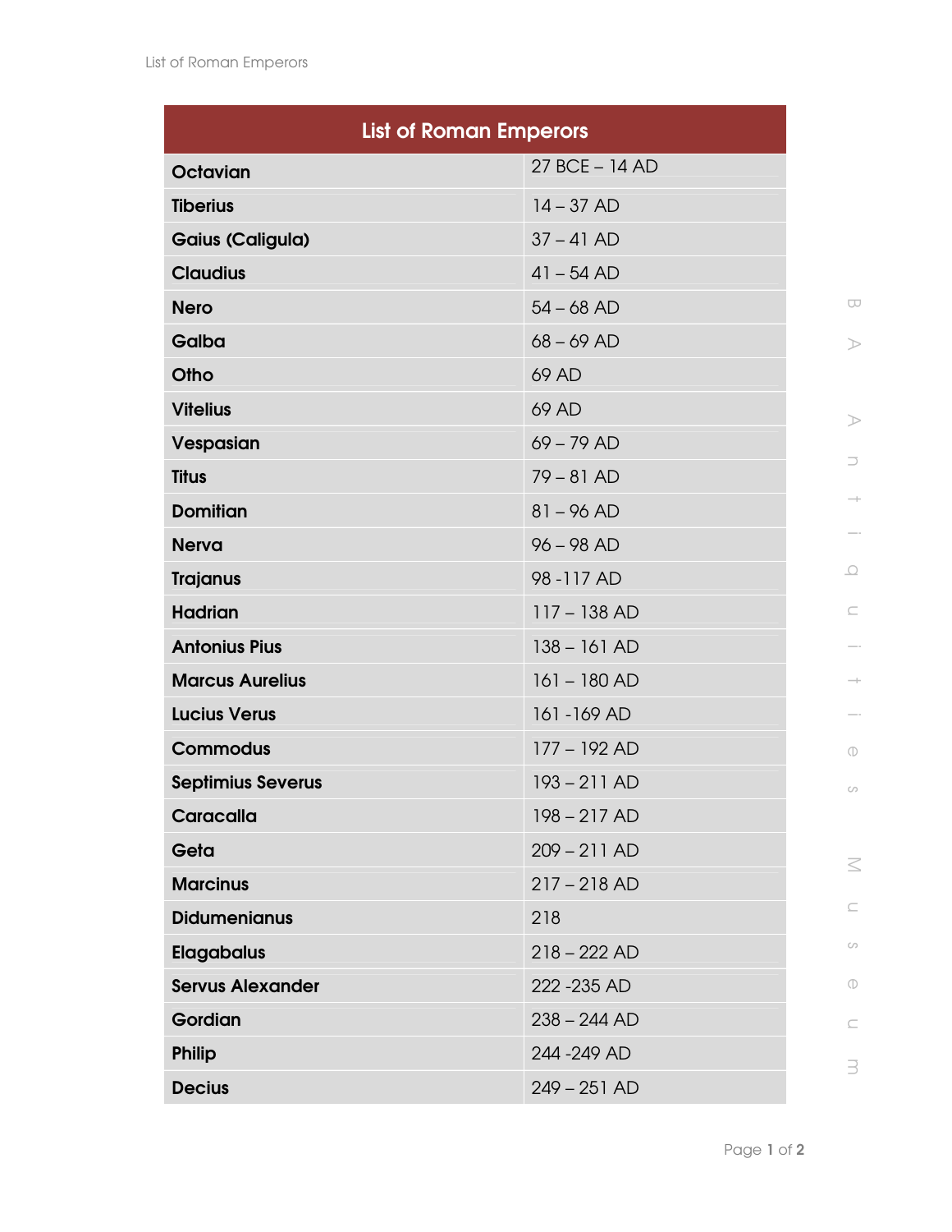| List of Roman Emperors | |
|---|---|
| **Octavian** | 27 BCE – 14 AD |
| **Tiberius** | 14 – 37 AD |
| **Gaius (Caligula)** | 37 – 41 AD |
| **Claudius** | 41 – 54 AD |
| **Nero** | 54 – 68 AD |
| **Galba** | 68 – 69 AD |
| **Otho** | 69 AD |
| **Vitelius** | 69 AD |
| **Vespasian** | 69 – 79 AD |
| **Titus** | 79 – 81 AD |
| **Domitian** | 81 – 96 AD |
| **Nerva** | 96 – 98 AD |
| **Trajanus** | 98 -117 AD |
| **Hadrian** | 117 – 138 AD |
| **Antonius Pius** | 138 – 161 AD |
| **Marcus Aurelius** | 161 – 180 AD |
| **Lucius Verus** | 161 -169 AD |
| **Commodus** | 177 – 192 AD |
| **Septimius Severus** | 193 – 211 AD |
| **Caracalla** | 198 – 217 AD |
| **Geta** | 209 – 211 AD |
| **Marcinus** | 217 – 218 AD |
| **Didumenianus** | 218 |
| **Elagabalus** | 218 – 222 AD |
| **Servus Alexander** | 222 -235 AD |
| **Gordian** | 238 – 244 AD |
| **Philip** | 244 -249 AD |
| **Decius** | 249 – 251 AD |

BA Antiquities Museum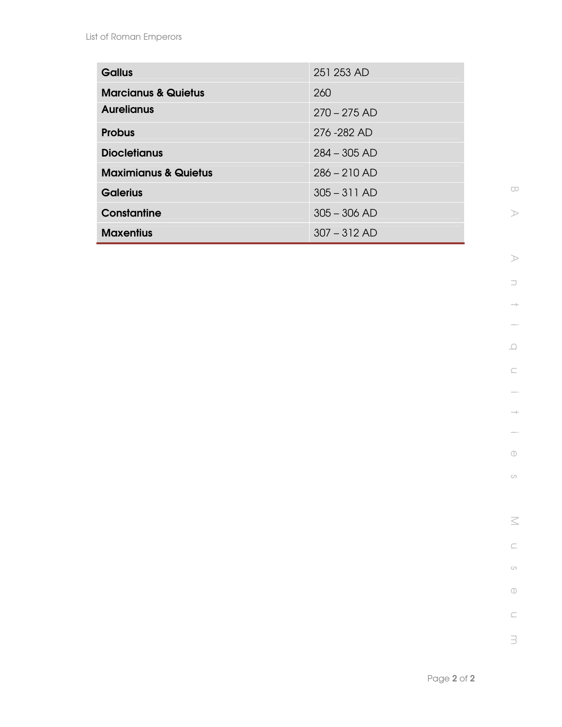| | |
|---|---|
| **Gallus** | 251 253 AD |
| **Marcianus & Quietus** | 260 |
| **Aurelianus** | 270 – 275 AD |
| **Probus** | 276 -282 AD |
| **Diocletianus** | 284 – 305 AD |
| **Maximianus & Quietus** | 286 – 210 AD |
| **Galerius** | 305 – 311 AD |
| **Constantine** | 305 – 306 AD |
| **Maxentius** | 307 – 312 AD |